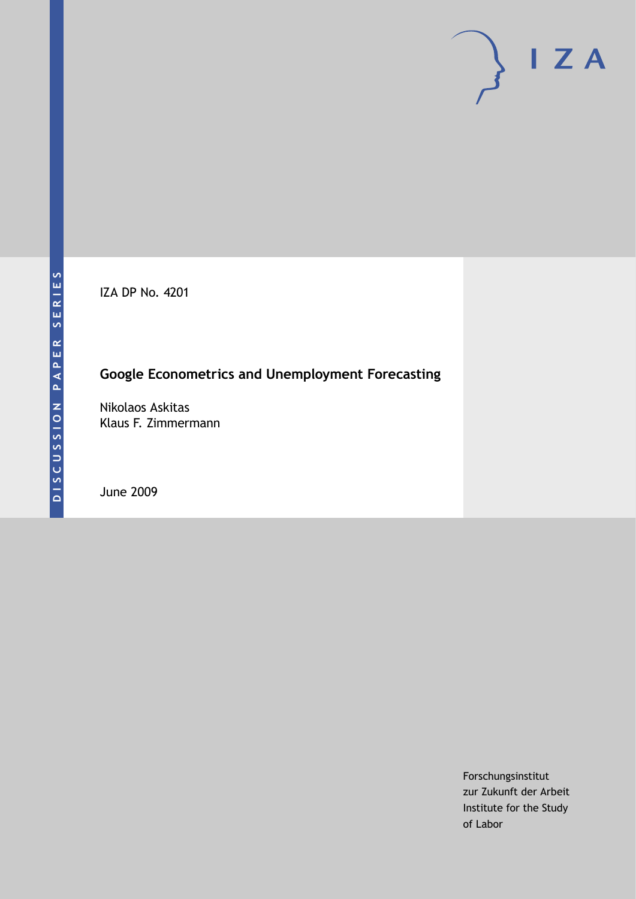DISCUSSION PAPER SERIES

IZA

IZA DP No. 4201

# Google Econometrics and Unemployment Forecasting

Nikolaos Askitas
Klaus F. Zimmermann

June 2009

Forschungsinstitut
zur Zukunft der Arbeit
Institute for the Study
of Labor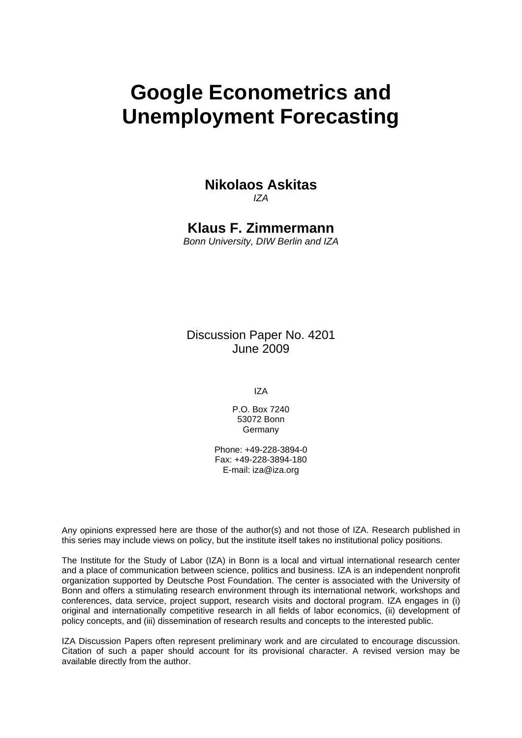# Google Econometrics and Unemployment Forecasting

**Nikolaos Askitas**
*IZA*

**Klaus F. Zimmermann**
*Bonn University, DIW Berlin and IZA*

Discussion Paper No. 4201
June 2009

IZA

P.O. Box 7240
53072 Bonn
Germany

Phone: +49-228-3894-0
Fax: +49-228-3894-180
E-mail: iza@iza.org

Any opinions expressed here are those of the author(s) and not those of IZA. Research published in this series may include views on policy, but the institute itself takes no institutional policy positions.

The Institute for the Study of Labor (IZA) in Bonn is a local and virtual international research center and a place of communication between science, politics and business. IZA is an independent nonprofit organization supported by Deutsche Post Foundation. The center is associated with the University of Bonn and offers a stimulating research environment through its international network, workshops and conferences, data service, project support, research visits and doctoral program. IZA engages in (i) original and internationally competitive research in all fields of labor economics, (ii) development of policy concepts, and (iii) dissemination of research results and concepts to the interested public.

IZA Discussion Papers often represent preliminary work and are circulated to encourage discussion. Citation of such a paper should account for its provisional character. A revised version may be available directly from the author.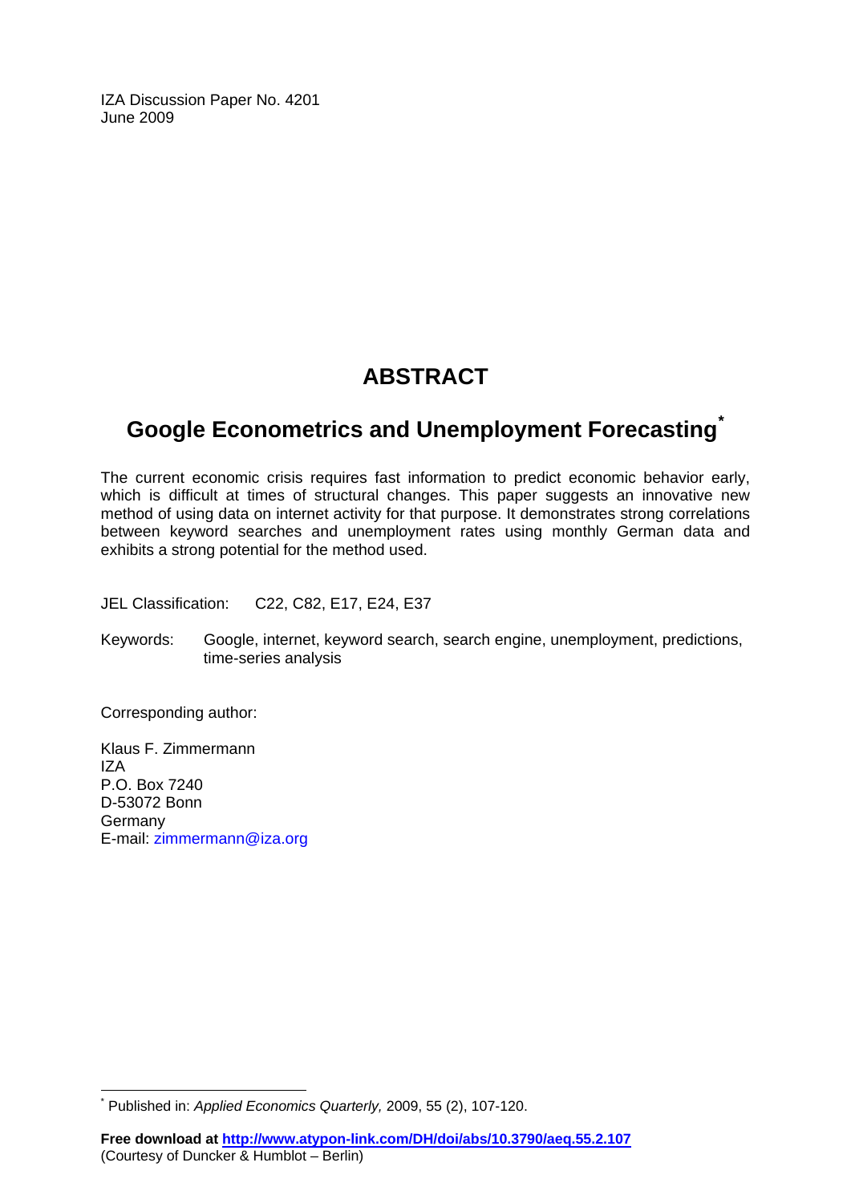IZA Discussion Paper No. 4201
June 2009

# ABSTRACT

## Google Econometrics and Unemployment Forecasting*

The current economic crisis requires fast information to predict economic behavior early, which is difficult at times of structural changes. This paper suggests an innovative new method of using data on internet activity for that purpose. It demonstrates strong correlations between keyword searches and unemployment rates using monthly German data and exhibits a strong potential for the method used.

JEL Classification: C22, C82, E17, E24, E37

Keywords: Google, internet, keyword search, search engine, unemployment, predictions, time-series analysis

Corresponding author:

Klaus F. Zimmermann
IZA
P.O. Box 7240
D-53072 Bonn
Germany
E-mail: zimmermann@iza.org

---

* Published in: *Applied Economics Quarterly,* 2009, 55 (2), 107-120.

**Free download at http://www.atypon-link.com/DH/doi/abs/10.3790/aeq.55.2.107**
(Courtesy of Duncker & Humblot – Berlin)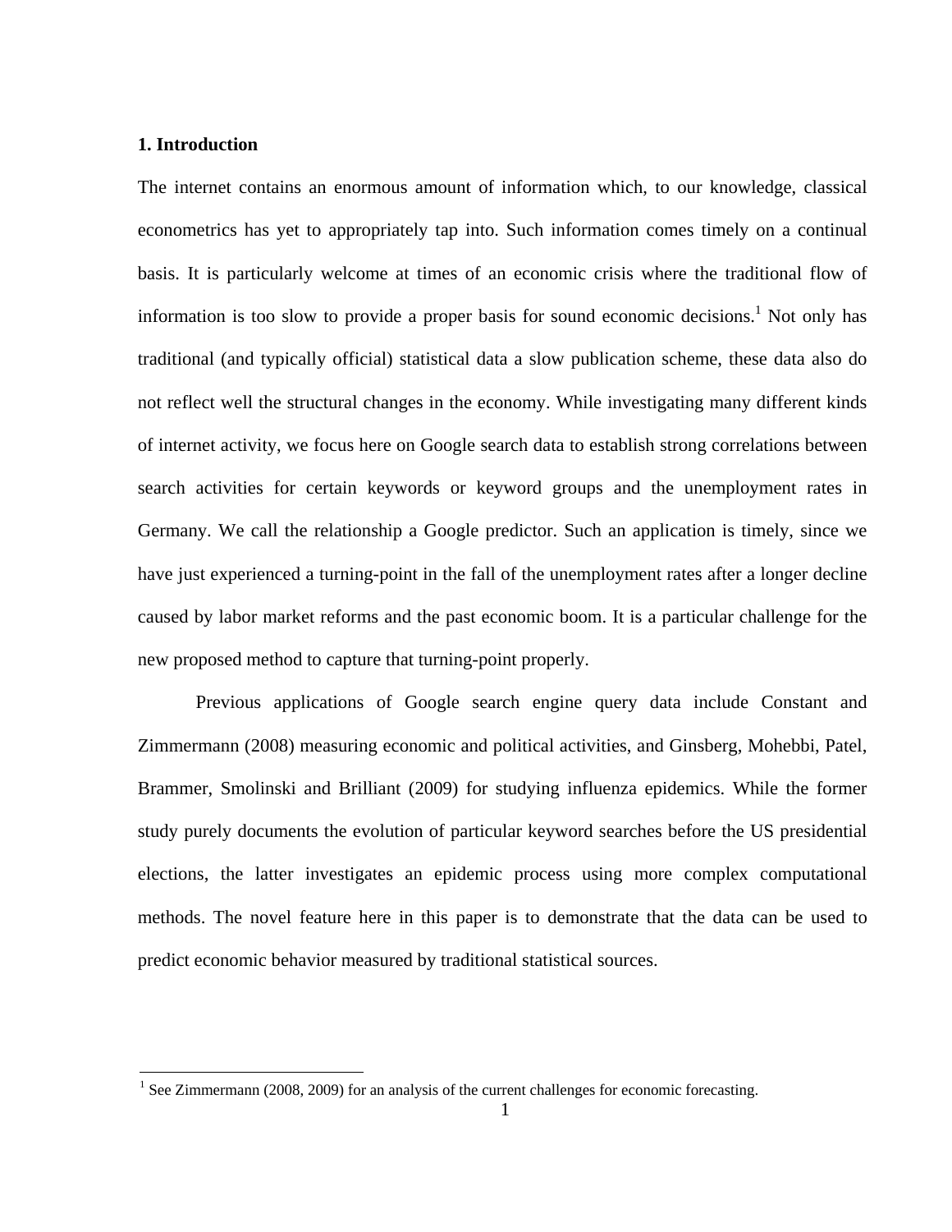## 1. Introduction

The internet contains an enormous amount of information which, to our knowledge, classical econometrics has yet to appropriately tap into. Such information comes timely on a continual basis. It is particularly welcome at times of an economic crisis where the traditional flow of information is too slow to provide a proper basis for sound economic decisions.[1] Not only has traditional (and typically official) statistical data a slow publication scheme, these data also do not reflect well the structural changes in the economy. While investigating many different kinds of internet activity, we focus here on Google search data to establish strong correlations between search activities for certain keywords or keyword groups and the unemployment rates in Germany. We call the relationship a Google predictor. Such an application is timely, since we have just experienced a turning-point in the fall of the unemployment rates after a longer decline caused by labor market reforms and the past economic boom. It is a particular challenge for the new proposed method to capture that turning-point properly.

Previous applications of Google search engine query data include Constant and Zimmermann (2008) measuring economic and political activities, and Ginsberg, Mohebbi, Patel, Brammer, Smolinski and Brilliant (2009) for studying influenza epidemics. While the former study purely documents the evolution of particular keyword searches before the US presidential elections, the latter investigates an epidemic process using more complex computational methods. The novel feature here in this paper is to demonstrate that the data can be used to predict economic behavior measured by traditional statistical sources.

[1] See Zimmermann (2008, 2009) for an analysis of the current challenges for economic forecasting.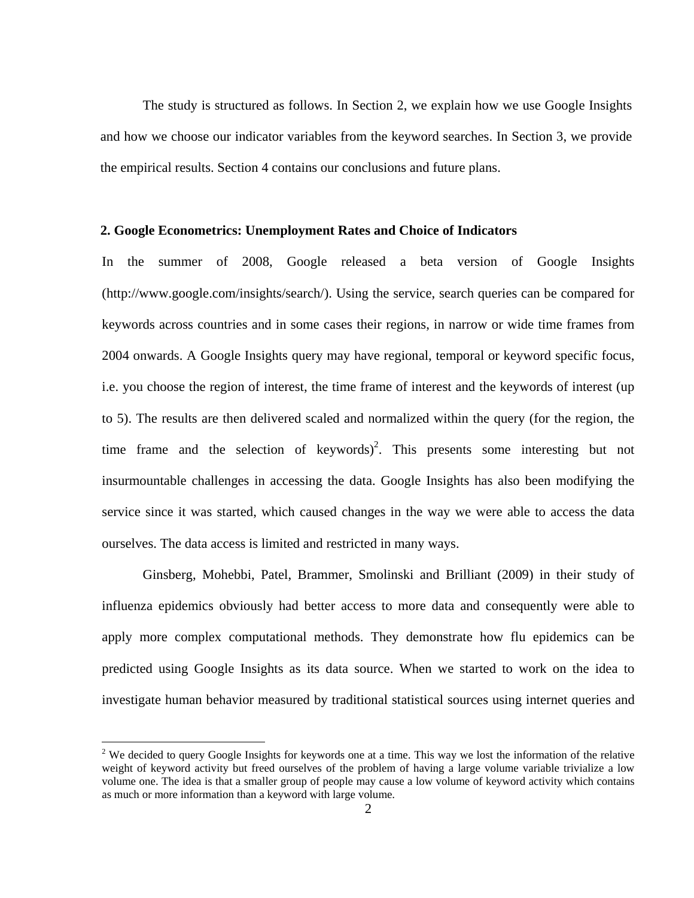The study is structured as follows. In Section 2, we explain how we use Google Insights and how we choose our indicator variables from the keyword searches. In Section 3, we provide the empirical results. Section 4 contains our conclusions and future plans.

## 2. Google Econometrics: Unemployment Rates and Choice of Indicators

In the summer of 2008, Google released a beta version of Google Insights (http://www.google.com/insights/search/). Using the service, search queries can be compared for keywords across countries and in some cases their regions, in narrow or wide time frames from 2004 onwards. A Google Insights query may have regional, temporal or keyword specific focus, i.e. you choose the region of interest, the time frame of interest and the keywords of interest (up to 5). The results are then delivered scaled and normalized within the query (for the region, the time frame and the selection of keywords)[2]. This presents some interesting but not insurmountable challenges in accessing the data. Google Insights has also been modifying the service since it was started, which caused changes in the way we were able to access the data ourselves. The data access is limited and restricted in many ways.

Ginsberg, Mohebbi, Patel, Brammer, Smolinski and Brilliant (2009) in their study of influenza epidemics obviously had better access to more data and consequently were able to apply more complex computational methods. They demonstrate how flu epidemics can be predicted using Google Insights as its data source. When we started to work on the idea to investigate human behavior measured by traditional statistical sources using internet queries and

---

[2] We decided to query Google Insights for keywords one at a time. This way we lost the information of the relative weight of keyword activity but freed ourselves of the problem of having a large volume variable trivialize a low volume one. The idea is that a smaller group of people may cause a low volume of keyword activity which contains as much or more information than a keyword with large volume.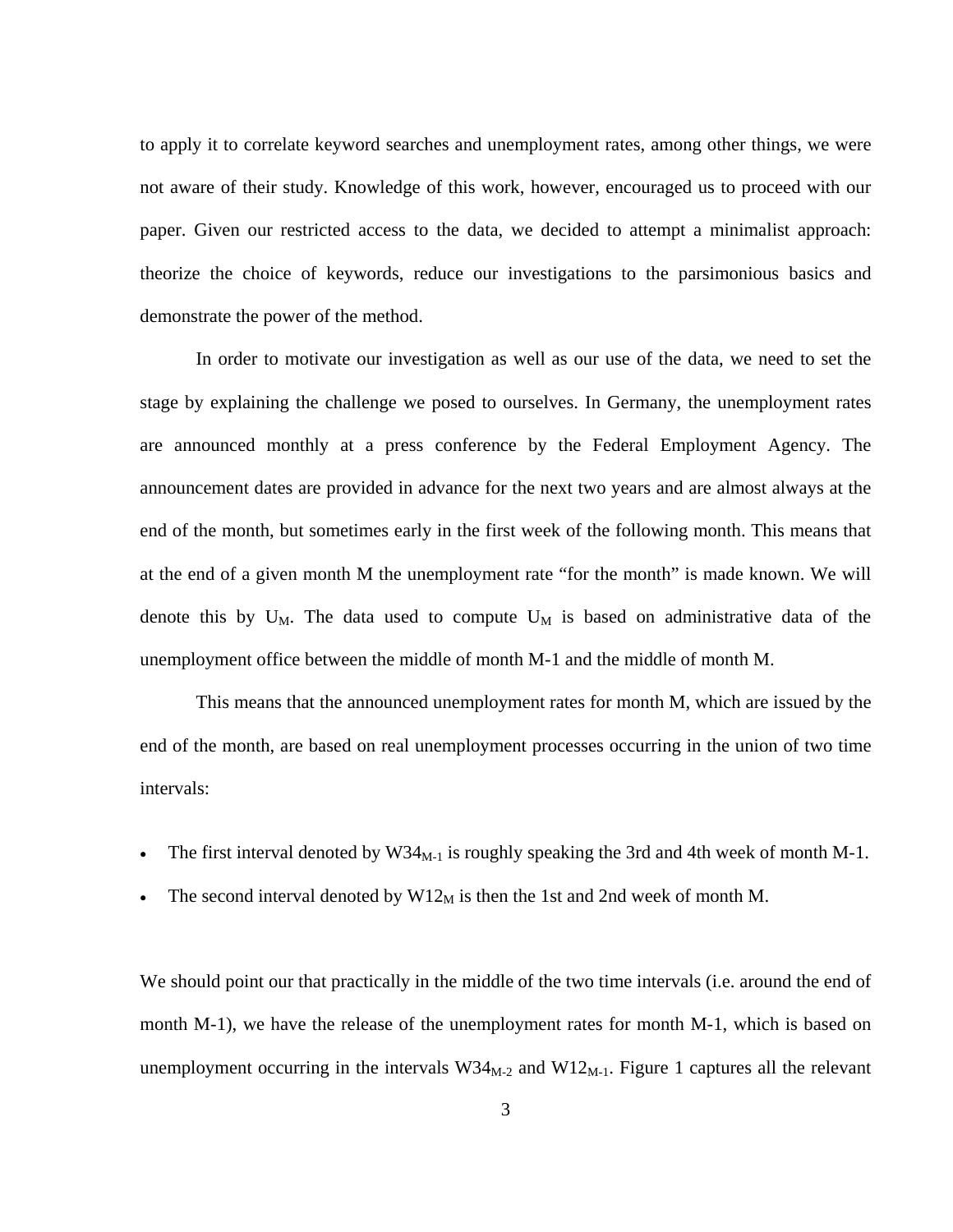to apply it to correlate keyword searches and unemployment rates, among other things, we were not aware of their study. Knowledge of this work, however, encouraged us to proceed with our paper. Given our restricted access to the data, we decided to attempt a minimalist approach: theorize the choice of keywords, reduce our investigations to the parsimonious basics and demonstrate the power of the method.

In order to motivate our investigation as well as our use of the data, we need to set the stage by explaining the challenge we posed to ourselves. In Germany, the unemployment rates are announced monthly at a press conference by the Federal Employment Agency. The announcement dates are provided in advance for the next two years and are almost always at the end of the month, but sometimes early in the first week of the following month. This means that at the end of a given month M the unemployment rate "for the month" is made known. We will denote this by $U_M$. The data used to compute $U_M$ is based on administrative data of the unemployment office between the middle of month M-1 and the middle of month M.

This means that the announced unemployment rates for month M, which are issued by the end of the month, are based on real unemployment processes occurring in the union of two time intervals:

- The first interval denoted by $W34_{M-1}$ is roughly speaking the 3rd and 4th week of month M-1.
- The second interval denoted by $W12_M$ is then the 1st and 2nd week of month M.

We should point our that practically in the middle of the two time intervals (i.e. around the end of month M-1), we have the release of the unemployment rates for month M-1, which is based on unemployment occurring in the intervals $W34_{M-2}$ and $W12_{M-1}$. Figure 1 captures all the relevant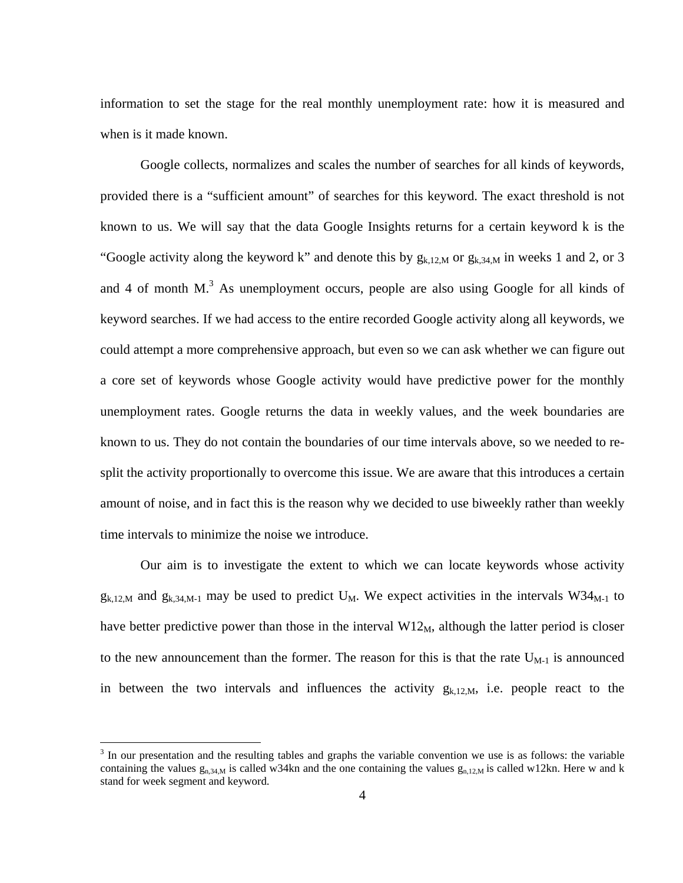information to set the stage for the real monthly unemployment rate: how it is measured and when is it made known.

Google collects, normalizes and scales the number of searches for all kinds of keywords, provided there is a "sufficient amount" of searches for this keyword. The exact threshold is not known to us. We will say that the data Google Insights returns for a certain keyword k is the "Google activity along the keyword k" and denote this by $g_{k,12,M}$ or $g_{k,34,M}$ in weeks 1 and 2, or 3 and 4 of month M.[3] As unemployment occurs, people are also using Google for all kinds of keyword searches. If we had access to the entire recorded Google activity along all keywords, we could attempt a more comprehensive approach, but even so we can ask whether we can figure out a core set of keywords whose Google activity would have predictive power for the monthly unemployment rates. Google returns the data in weekly values, and the week boundaries are known to us. They do not contain the boundaries of our time intervals above, so we needed to re-split the activity proportionally to overcome this issue. We are aware that this introduces a certain amount of noise, and in fact this is the reason why we decided to use biweekly rather than weekly time intervals to minimize the noise we introduce.

Our aim is to investigate the extent to which we can locate keywords whose activity $g_{k,12,M}$ and $g_{k,34,M-1}$ may be used to predict $U_M$. We expect activities in the intervals $W34_{M-1}$ to have better predictive power than those in the interval $W12_M$, although the latter period is closer to the new announcement than the former. The reason for this is that the rate $U_{M-1}$ is announced in between the two intervals and influences the activity $g_{k,12,M}$, i.e. people react to the

[3] In our presentation and the resulting tables and graphs the variable convention we use is as follows: the variable containing the values $g_{n,34,M}$ is called w34kn and the one containing the values $g_{n,12,M}$ is called w12kn. Here w and k stand for week segment and keyword.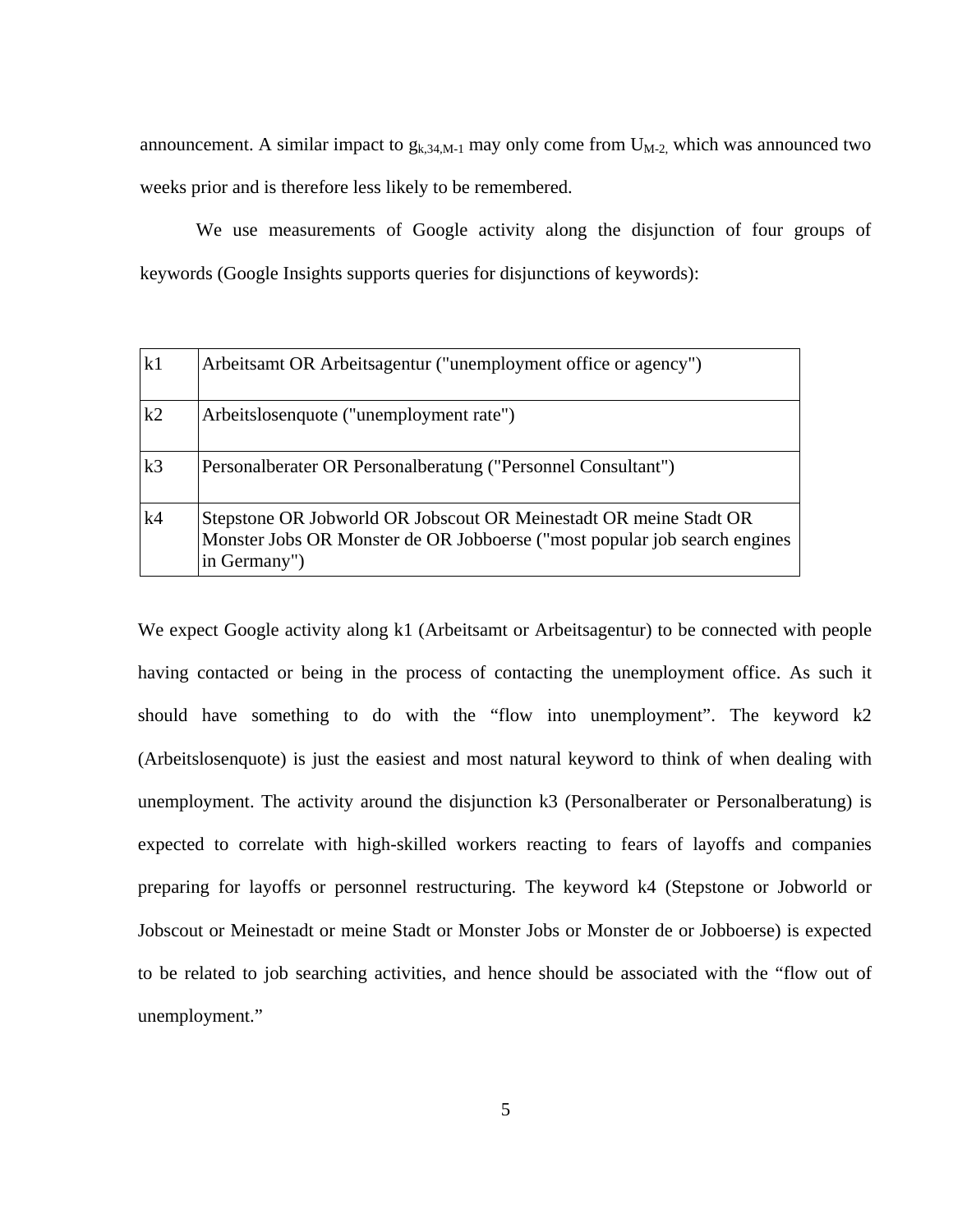announcement. A similar impact to $g_{k,34,M-1}$ may only come from $U_{M-2,}$ which was announced two weeks prior and is therefore less likely to be remembered.

We use measurements of Google activity along the disjunction of four groups of keywords (Google Insights supports queries for disjunctions of keywords):

| | |
|---|---|
| k1 | Arbeitsamt OR Arbeitsagentur ("unemployment office or agency") |
| k2 | Arbeitslosenquote ("unemployment rate") |
| k3 | Personalberater OR Personalberatung ("Personnel Consultant") |
| k4 | Stepstone OR Jobworld OR Jobscout OR Meinestadt OR meine Stadt OR Monster Jobs OR Monster de OR Jobboerse ("most popular job search engines in Germany") |

We expect Google activity along k1 (Arbeitsamt or Arbeitsagentur) to be connected with people having contacted or being in the process of contacting the unemployment office. As such it should have something to do with the "flow into unemployment". The keyword k2 (Arbeitslosenquote) is just the easiest and most natural keyword to think of when dealing with unemployment. The activity around the disjunction k3 (Personalberater or Personalberatung) is expected to correlate with high-skilled workers reacting to fears of layoffs and companies preparing for layoffs or personnel restructuring. The keyword k4 (Stepstone or Jobworld or Jobscout or Meinestadt or meine Stadt or Monster Jobs or Monster de or Jobboerse) is expected to be related to job searching activities, and hence should be associated with the "flow out of unemployment."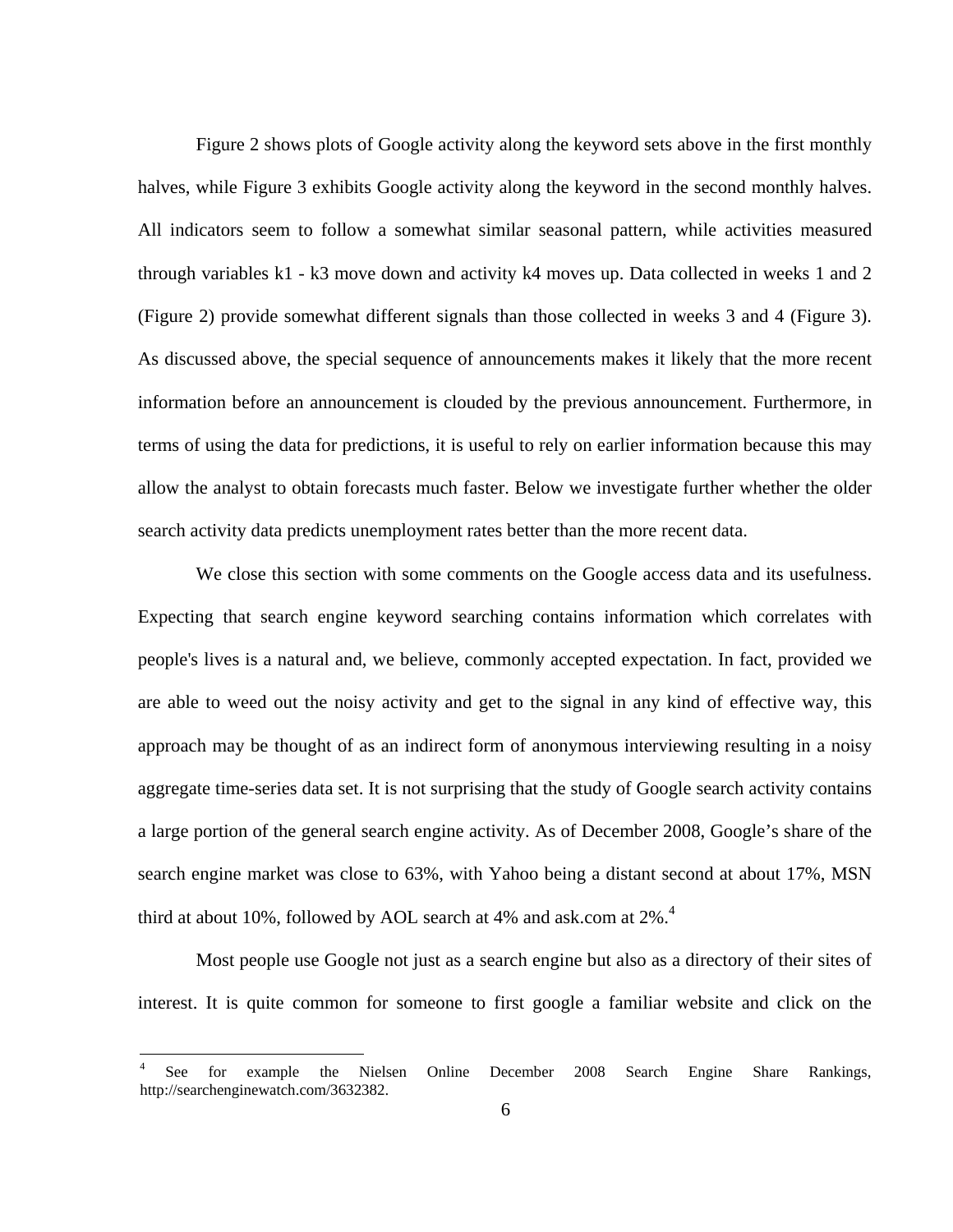Figure 2 shows plots of Google activity along the keyword sets above in the first monthly halves, while Figure 3 exhibits Google activity along the keyword in the second monthly halves. All indicators seem to follow a somewhat similar seasonal pattern, while activities measured through variables k1 - k3 move down and activity k4 moves up. Data collected in weeks 1 and 2 (Figure 2) provide somewhat different signals than those collected in weeks 3 and 4 (Figure 3). As discussed above, the special sequence of announcements makes it likely that the more recent information before an announcement is clouded by the previous announcement. Furthermore, in terms of using the data for predictions, it is useful to rely on earlier information because this may allow the analyst to obtain forecasts much faster. Below we investigate further whether the older search activity data predicts unemployment rates better than the more recent data.

We close this section with some comments on the Google access data and its usefulness. Expecting that search engine keyword searching contains information which correlates with people's lives is a natural and, we believe, commonly accepted expectation. In fact, provided we are able to weed out the noisy activity and get to the signal in any kind of effective way, this approach may be thought of as an indirect form of anonymous interviewing resulting in a noisy aggregate time-series data set. It is not surprising that the study of Google search activity contains a large portion of the general search engine activity. As of December 2008, Google's share of the search engine market was close to 63%, with Yahoo being a distant second at about 17%, MSN third at about 10%, followed by AOL search at 4% and ask.com at 2%.[4]

Most people use Google not just as a search engine but also as a directory of their sites of interest. It is quite common for someone to first google a familiar website and click on the

[4] See for example the Nielsen Online December 2008 Search Engine Share Rankings, http://searchenginewatch.com/3632382.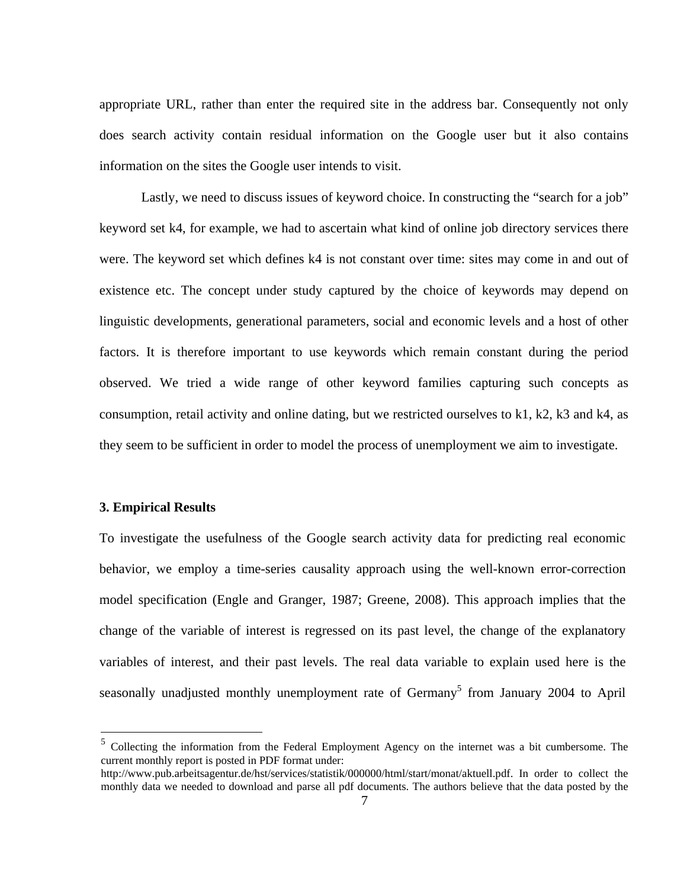appropriate URL, rather than enter the required site in the address bar. Consequently not only does search activity contain residual information on the Google user but it also contains information on the sites the Google user intends to visit.

Lastly, we need to discuss issues of keyword choice. In constructing the “search for a job” keyword set k4, for example, we had to ascertain what kind of online job directory services there were. The keyword set which defines k4 is not constant over time: sites may come in and out of existence etc. The concept under study captured by the choice of keywords may depend on linguistic developments, generational parameters, social and economic levels and a host of other factors. It is therefore important to use keywords which remain constant during the period observed. We tried a wide range of other keyword families capturing such concepts as consumption, retail activity and online dating, but we restricted ourselves to k1, k2, k3 and k4, as they seem to be sufficient in order to model the process of unemployment we aim to investigate.

## 3. Empirical Results

To investigate the usefulness of the Google search activity data for predicting real economic behavior, we employ a time-series causality approach using the well-known error-correction model specification (Engle and Granger, 1987; Greene, 2008). This approach implies that the change of the variable of interest is regressed on its past level, the change of the explanatory variables of interest, and their past levels. The real data variable to explain used here is the seasonally unadjusted monthly unemployment rate of Germany[5] from January 2004 to April

[5] Collecting the information from the Federal Employment Agency on the internet was a bit cumbersome. The current monthly report is posted in PDF format under: http://www.pub.arbeitsagentur.de/hst/services/statistik/000000/html/start/monat/aktuell.pdf. In order to collect the monthly data we needed to download and parse all pdf documents. The authors believe that the data posted by the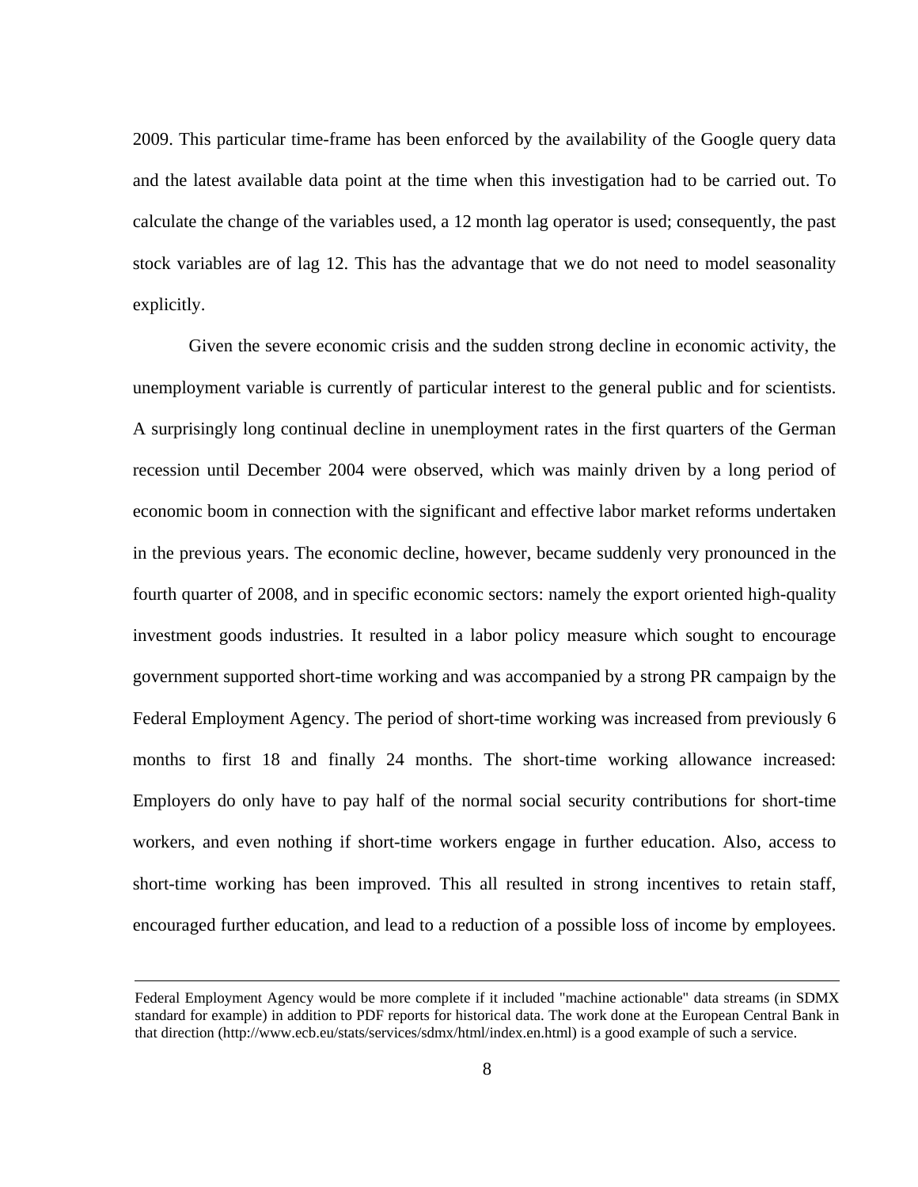2009. This particular time-frame has been enforced by the availability of the Google query data and the latest available data point at the time when this investigation had to be carried out. To calculate the change of the variables used, a 12 month lag operator is used; consequently, the past stock variables are of lag 12. This has the advantage that we do not need to model seasonality explicitly.

Given the severe economic crisis and the sudden strong decline in economic activity, the unemployment variable is currently of particular interest to the general public and for scientists. A surprisingly long continual decline in unemployment rates in the first quarters of the German recession until December 2004 were observed, which was mainly driven by a long period of economic boom in connection with the significant and effective labor market reforms undertaken in the previous years. The economic decline, however, became suddenly very pronounced in the fourth quarter of 2008, and in specific economic sectors: namely the export oriented high-quality investment goods industries. It resulted in a labor policy measure which sought to encourage government supported short-time working and was accompanied by a strong PR campaign by the Federal Employment Agency. The period of short-time working was increased from previously 6 months to first 18 and finally 24 months. The short-time working allowance increased: Employers do only have to pay half of the normal social security contributions for short-time workers, and even nothing if short-time workers engage in further education. Also, access to short-time working has been improved. This all resulted in strong incentives to retain staff, encouraged further education, and lead to a reduction of a possible loss of income by employees.

---

Federal Employment Agency would be more complete if it included "machine actionable" data streams (in SDMX standard for example) in addition to PDF reports for historical data. The work done at the European Central Bank in that direction (http://www.ecb.eu/stats/services/sdmx/html/index.en.html) is a good example of such a service.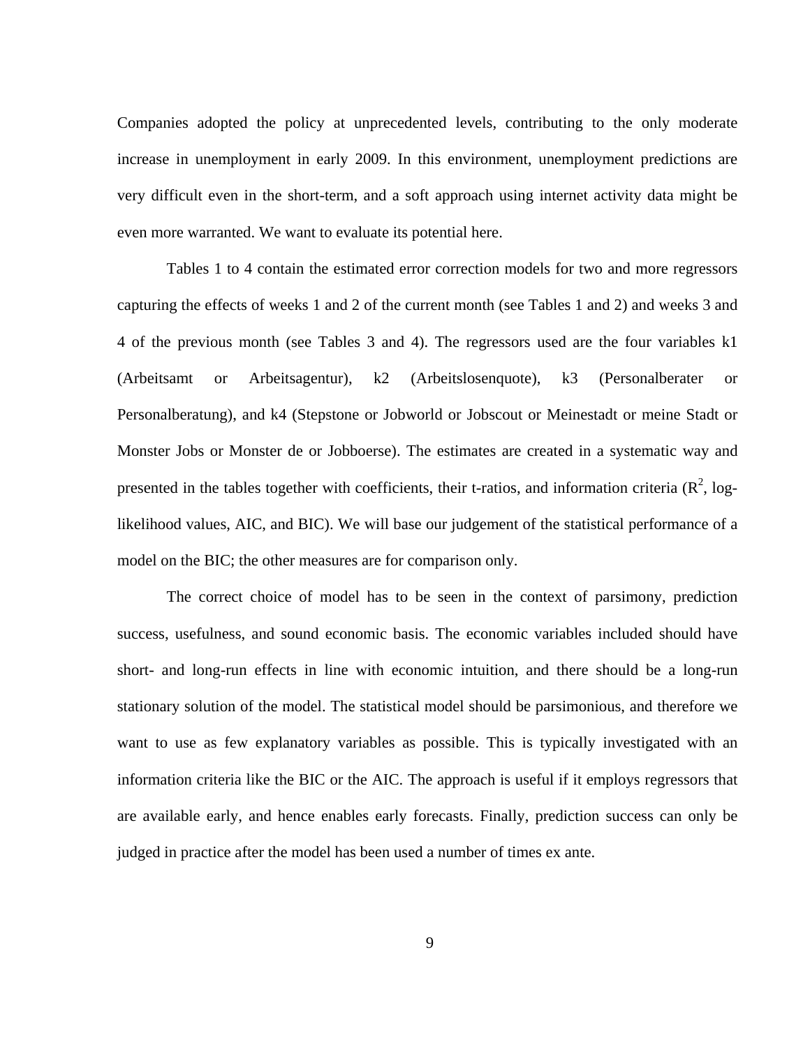Companies adopted the policy at unprecedented levels, contributing to the only moderate increase in unemployment in early 2009. In this environment, unemployment predictions are very difficult even in the short-term, and a soft approach using internet activity data might be even more warranted. We want to evaluate its potential here.

Tables 1 to 4 contain the estimated error correction models for two and more regressors capturing the effects of weeks 1 and 2 of the current month (see Tables 1 and 2) and weeks 3 and 4 of the previous month (see Tables 3 and 4). The regressors used are the four variables k1 (Arbeitsamt or Arbeitsagentur), k2 (Arbeitslosenquote), k3 (Personalberater or Personalberatung), and k4 (Stepstone or Jobworld or Jobscout or Meinestadt or meine Stadt or Monster Jobs or Monster de or Jobboerse). The estimates are created in a systematic way and presented in the tables together with coefficients, their t-ratios, and information criteria ($R^2$, log-likelihood values, AIC, and BIC). We will base our judgement of the statistical performance of a model on the BIC; the other measures are for comparison only.

The correct choice of model has to be seen in the context of parsimony, prediction success, usefulness, and sound economic basis. The economic variables included should have short- and long-run effects in line with economic intuition, and there should be a long-run stationary solution of the model. The statistical model should be parsimonious, and therefore we want to use as few explanatory variables as possible. This is typically investigated with an information criteria like the BIC or the AIC. The approach is useful if it employs regressors that are available early, and hence enables early forecasts. Finally, prediction success can only be judged in practice after the model has been used a number of times ex ante.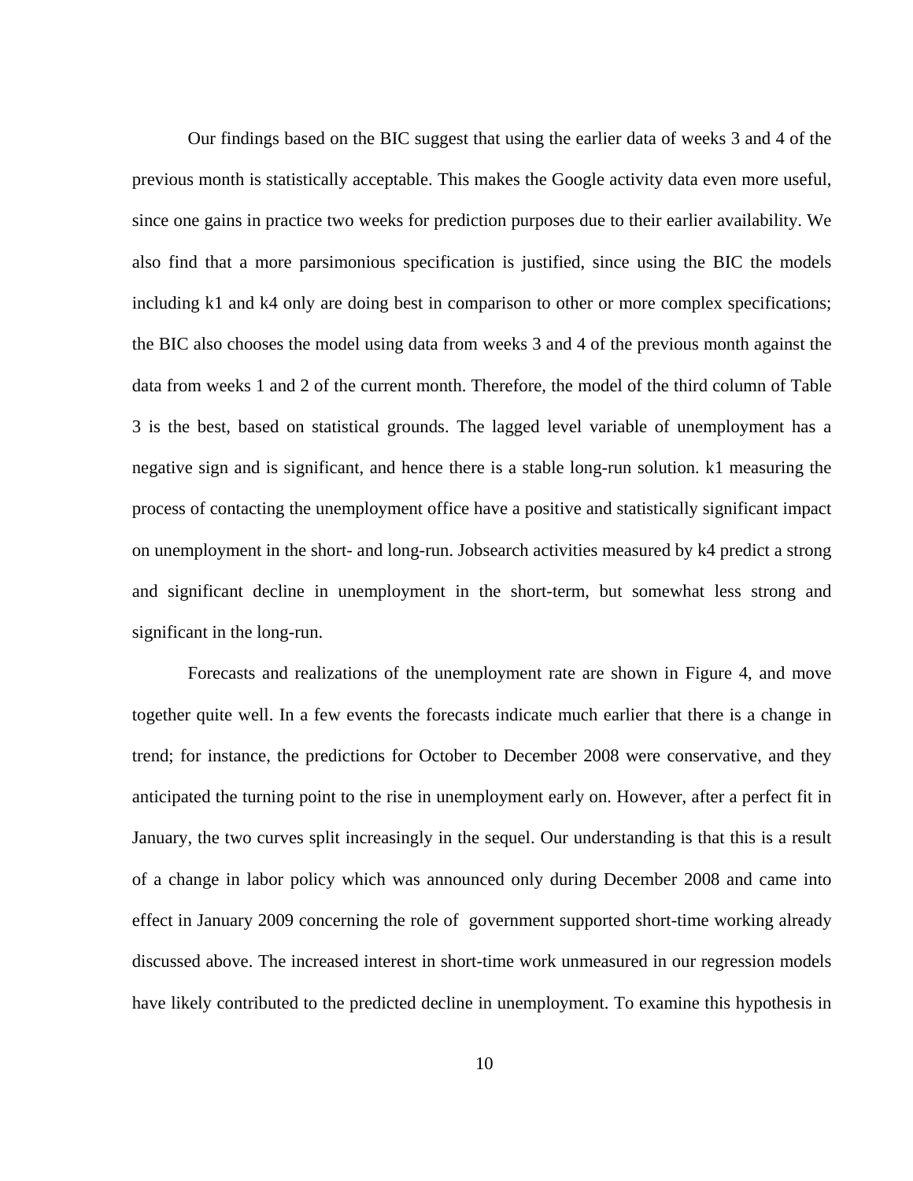Our findings based on the BIC suggest that using the earlier data of weeks 3 and 4 of the previous month is statistically acceptable. This makes the Google activity data even more useful, since one gains in practice two weeks for prediction purposes due to their earlier availability. We also find that a more parsimonious specification is justified, since using the BIC the models including k1 and k4 only are doing best in comparison to other or more complex specifications; the BIC also chooses the model using data from weeks 3 and 4 of the previous month against the data from weeks 1 and 2 of the current month. Therefore, the model of the third column of Table 3 is the best, based on statistical grounds. The lagged level variable of unemployment has a negative sign and is significant, and hence there is a stable long-run solution. k1 measuring the process of contacting the unemployment office have a positive and statistically significant impact on unemployment in the short- and long-run. Jobsearch activities measured by k4 predict a strong and significant decline in unemployment in the short-term, but somewhat less strong and significant in the long-run.

Forecasts and realizations of the unemployment rate are shown in Figure 4, and move together quite well. In a few events the forecasts indicate much earlier that there is a change in trend; for instance, the predictions for October to December 2008 were conservative, and they anticipated the turning point to the rise in unemployment early on. However, after a perfect fit in January, the two curves split increasingly in the sequel. Our understanding is that this is a result of a change in labor policy which was announced only during December 2008 and came into effect in January 2009 concerning the role of government supported short-time working already discussed above. The increased interest in short-time work unmeasured in our regression models have likely contributed to the predicted decline in unemployment. To examine this hypothesis in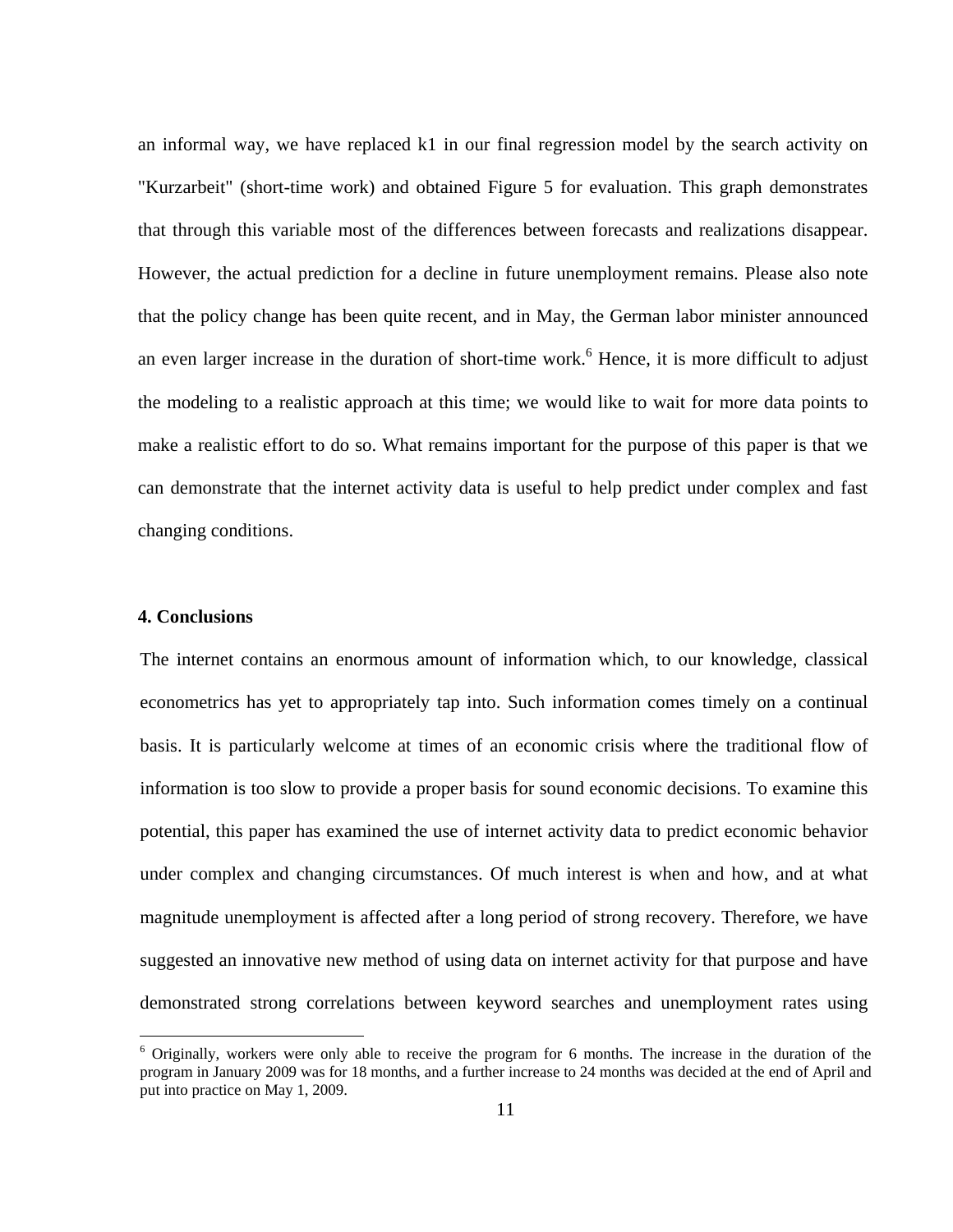an informal way, we have replaced k1 in our final regression model by the search activity on "Kurzarbeit" (short-time work) and obtained Figure 5 for evaluation. This graph demonstrates that through this variable most of the differences between forecasts and realizations disappear. However, the actual prediction for a decline in future unemployment remains. Please also note that the policy change has been quite recent, and in May, the German labor minister announced an even larger increase in the duration of short-time work.[6] Hence, it is more difficult to adjust the modeling to a realistic approach at this time; we would like to wait for more data points to make a realistic effort to do so. What remains important for the purpose of this paper is that we can demonstrate that the internet activity data is useful to help predict under complex and fast changing conditions.

## 4. Conclusions

The internet contains an enormous amount of information which, to our knowledge, classical econometrics has yet to appropriately tap into. Such information comes timely on a continual basis. It is particularly welcome at times of an economic crisis where the traditional flow of information is too slow to provide a proper basis for sound economic decisions. To examine this potential, this paper has examined the use of internet activity data to predict economic behavior under complex and changing circumstances. Of much interest is when and how, and at what magnitude unemployment is affected after a long period of strong recovery. Therefore, we have suggested an innovative new method of using data on internet activity for that purpose and have demonstrated strong correlations between keyword searches and unemployment rates using

---

[6] Originally, workers were only able to receive the program for 6 months. The increase in the duration of the program in January 2009 was for 18 months, and a further increase to 24 months was decided at the end of April and put into practice on May 1, 2009.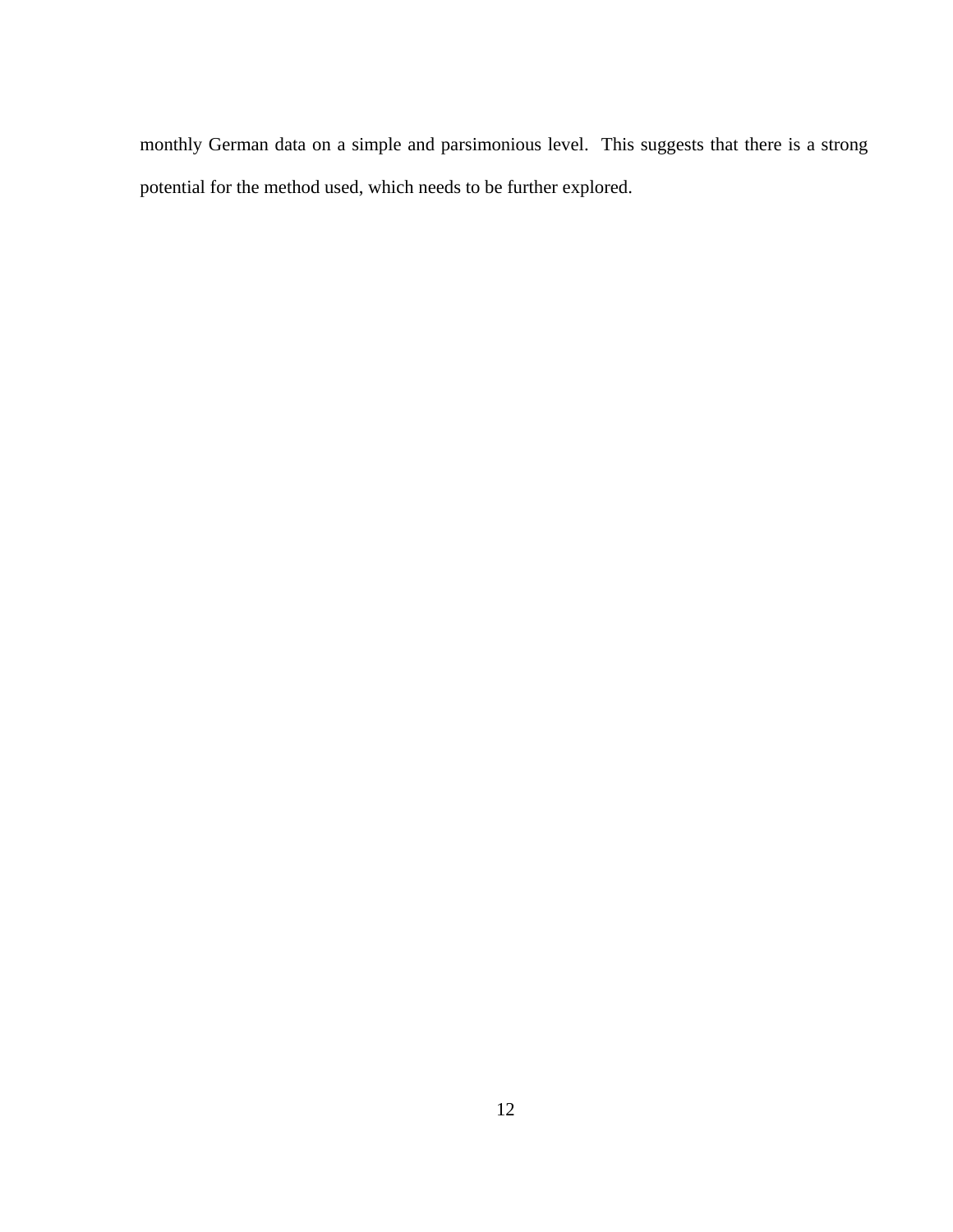monthly German data on a simple and parsimonious level. This suggests that there is a strong potential for the method used, which needs to be further explored.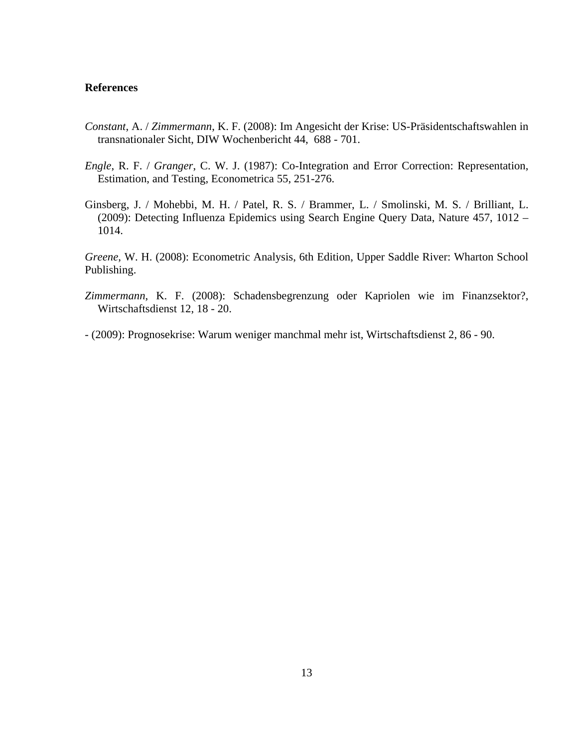**References**

*Constant*, A. / *Zimmermann*, K. F. (2008): Im Angesicht der Krise: US-Präsidentschaftswahlen in transnationaler Sicht, DIW Wochenbericht 44, 688 - 701.

*Engle*, R. F. / *Granger*, C. W. J. (1987): Co-Integration and Error Correction: Representation, Estimation, and Testing, Econometrica 55, 251-276.

Ginsberg, J. / Mohebbi, M. H. / Patel, R. S. / Brammer, L. / Smolinski, M. S. / Brilliant, L. (2009): Detecting Influenza Epidemics using Search Engine Query Data, Nature 457, 1012 – 1014.

*Greene*, W. H. (2008): Econometric Analysis, 6th Edition, Upper Saddle River: Wharton School Publishing.

*Zimmermann*, K. F. (2008): Schadensbegrenzung oder Kapriolen wie im Finanzsektor?, Wirtschaftsdienst 12, 18 - 20.

- (2009): Prognosekrise: Warum weniger manchmal mehr ist, Wirtschaftsdienst 2, 86 - 90.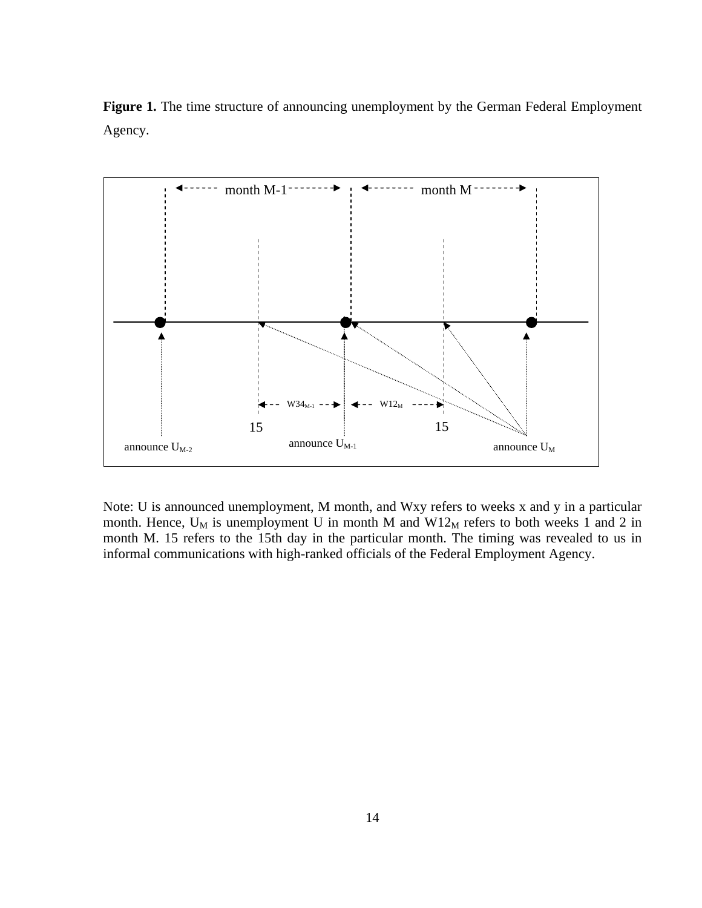**Figure 1.** The time structure of announcing unemployment by the German Federal Employment Agency.

Note: U is announced unemployment, M month, and Wxy refers to weeks x and y in a particular month. Hence, $U_M$ is unemployment U in month M and $W12_M$ refers to both weeks 1 and 2 in month M. 15 refers to the 15th day in the particular month. The timing was revealed to us in informal communications with high-ranked officials of the Federal Employment Agency.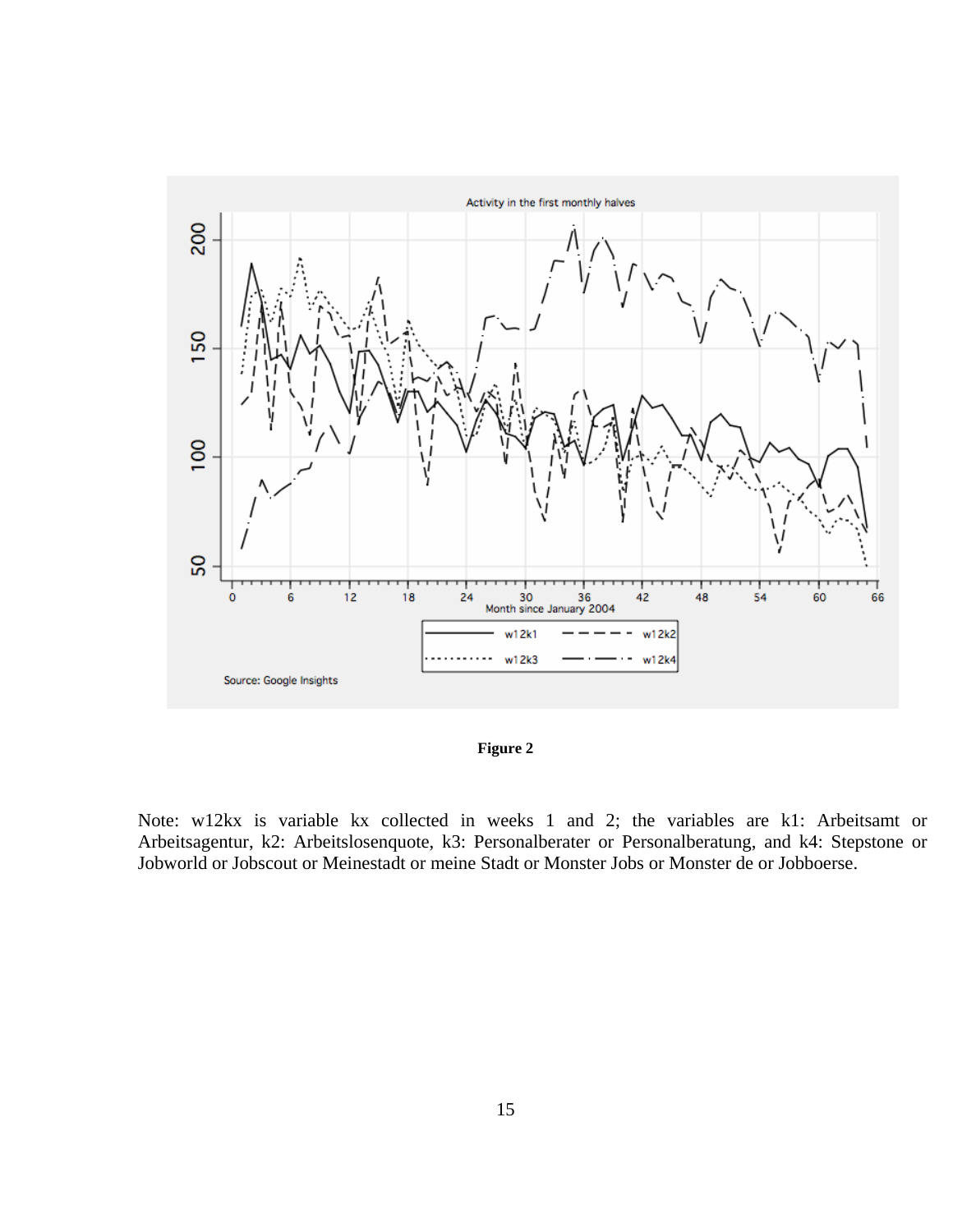Activity in the first monthly halves

Source: Google Insights

**Figure 2**

Note: w12kx is variable kx collected in weeks 1 and 2; the variables are k1: Arbeitsamt or Arbeitsagentur, k2: Arbeitslosenquote, k3: Personalberater or Personalberatung, and k4: Stepstone or Jobworld or Jobscout or Meinestadt or meine Stadt or Monster Jobs or Monster de or Jobboerse.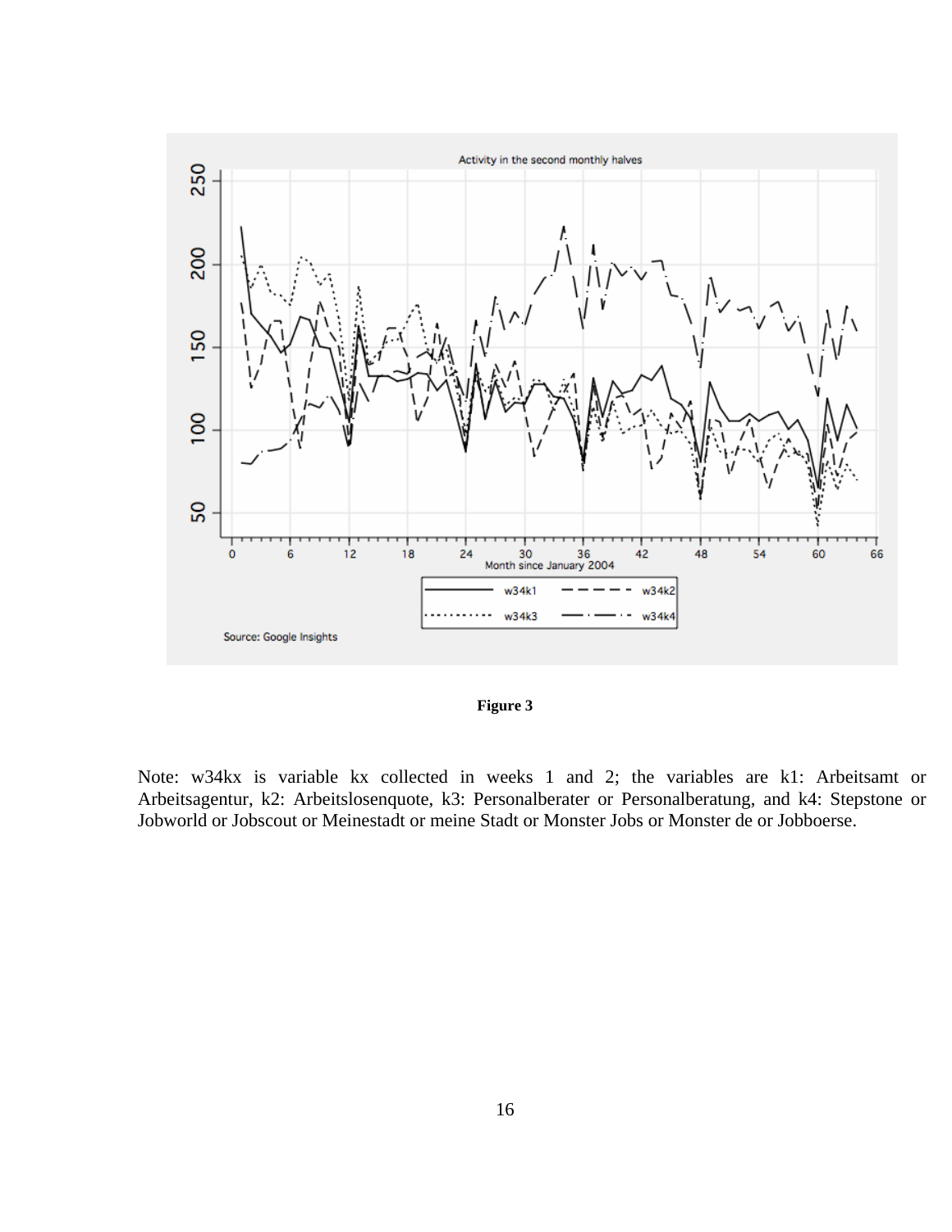**Figure 3**

Note: w34kx is variable kx collected in weeks 1 and 2; the variables are k1: Arbeitsamt or Arbeitsagentur, k2: Arbeitslosenquote, k3: Personalberater or Personalberatung, and k4: Stepstone or Jobworld or Jobscout or Meinestadt or meine Stadt or Monster Jobs or Monster de or Jobboerse.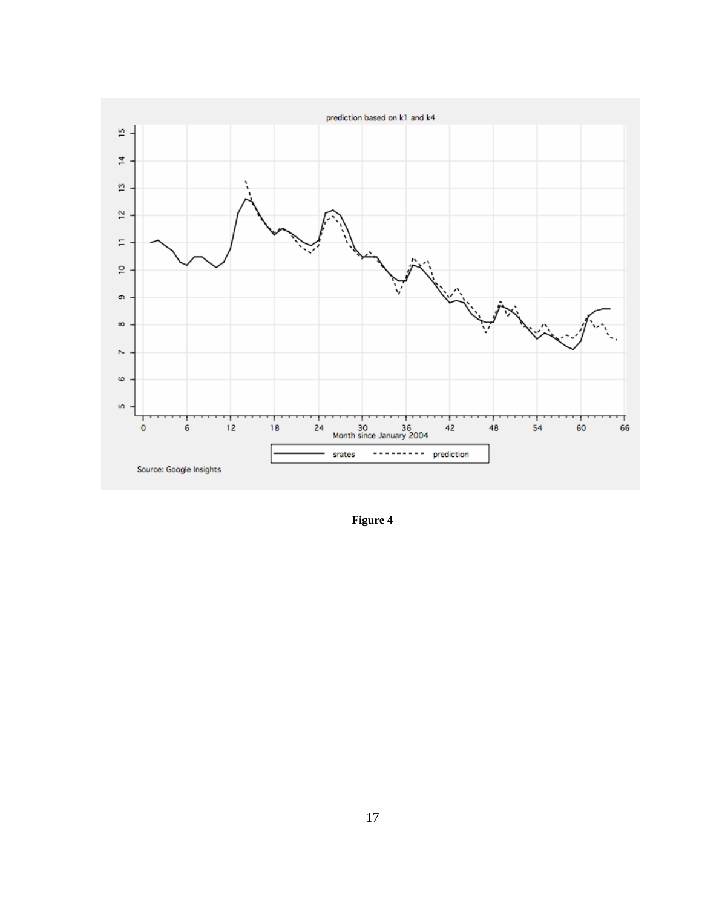prediction based on k1 and k4

Source: Google Insights

**Figure 4**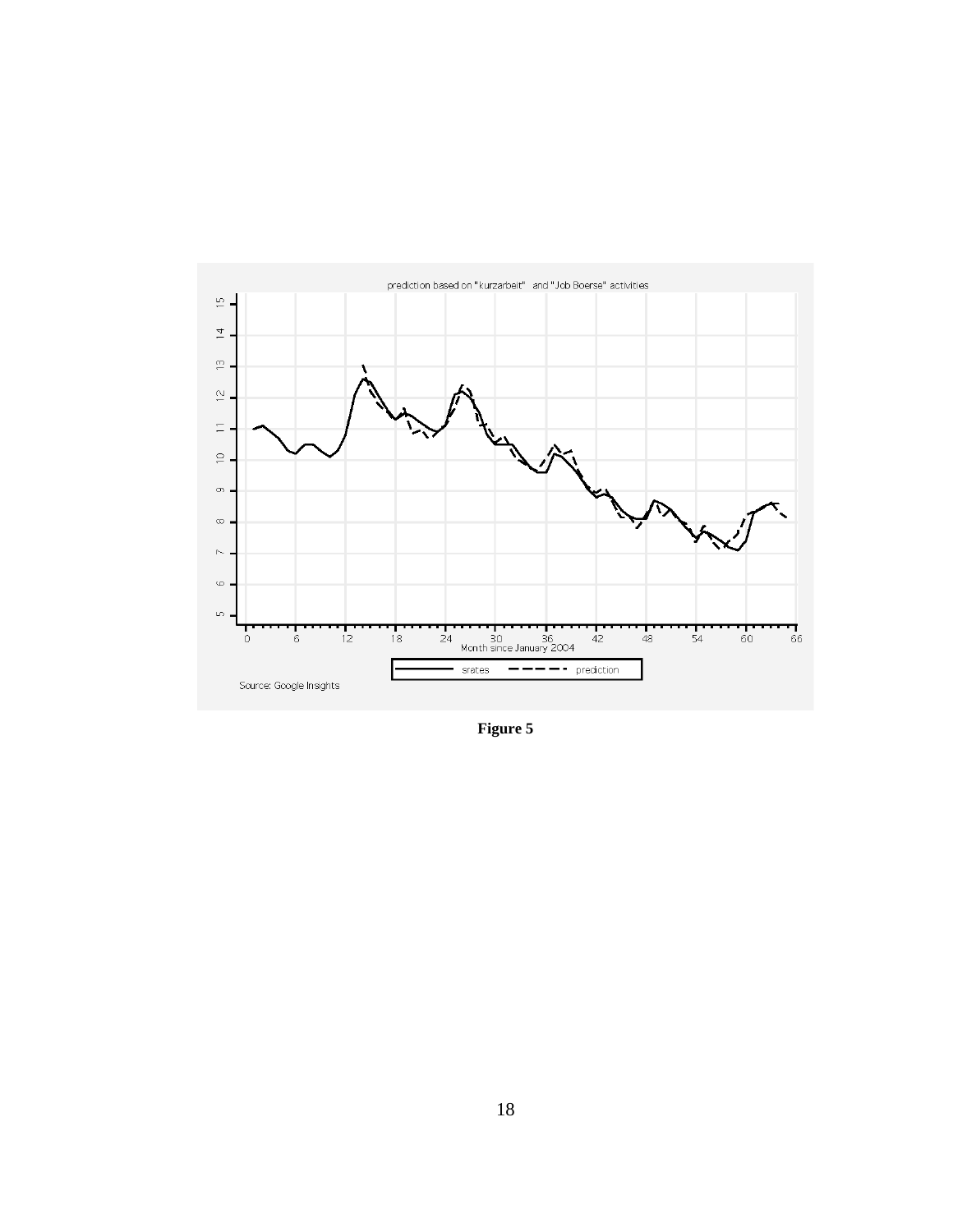prediction based on "kurzarbeit" and "Job Boerse" activities

Source: Google Insights

**Figure 5**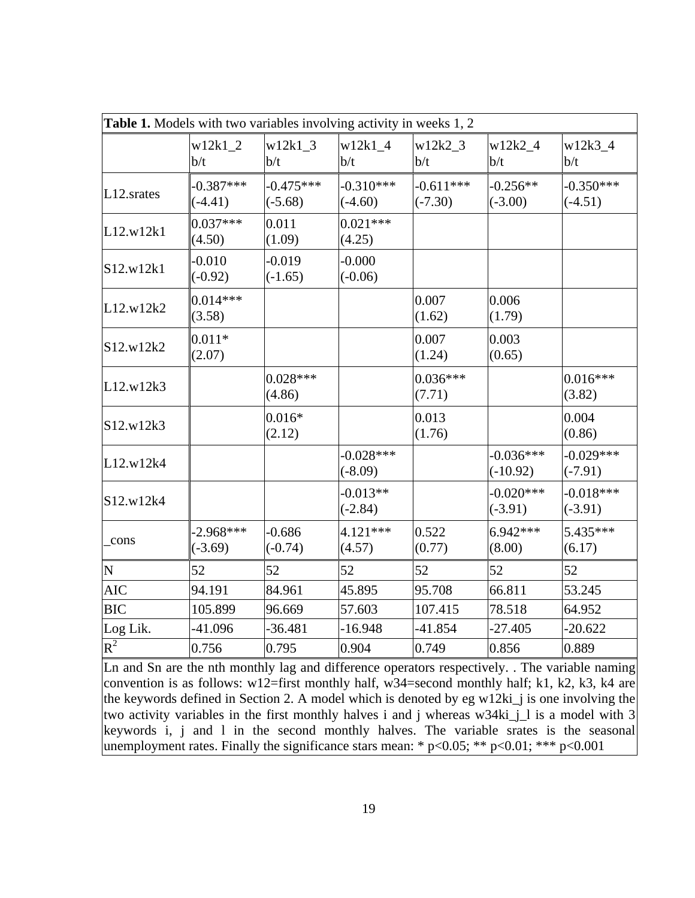**Table 1.** Models with two variables involving activity in weeks 1, 2

| | w12k1_2<br>b/t | w12k1_3<br>b/t | w12k1_4<br>b/t | w12k2_3<br>b/t | w12k2_4<br>b/t | w12k3_4<br>b/t |
|---|---|---|---|---|---|---|
| L12.srates | -0.387***<br>(-4.41) | -0.475***<br>(-5.68) | -0.310***<br>(-4.60) | -0.611***<br>(-7.30) | -0.256**<br>(-3.00) | -0.350***<br>(-4.51) |
| L12.w12k1 | 0.037***<br>(4.50) | 0.011<br>(1.09) | 0.021***<br>(4.25) | | | |
| S12.w12k1 | -0.010<br>(-0.92) | -0.019<br>(-1.65) | -0.000<br>(-0.06) | | | |
| L12.w12k2 | 0.014***<br>(3.58) | | | 0.007<br>(1.62) | 0.006<br>(1.79) | |
| S12.w12k2 | 0.011*<br>(2.07) | | | 0.007<br>(1.24) | 0.003<br>(0.65) | |
| L12.w12k3 | | 0.028***<br>(4.86) | | 0.036***<br>(7.71) | | 0.016***<br>(3.82) |
| S12.w12k3 | | 0.016*<br>(2.12) | | 0.013<br>(1.76) | | 0.004<br>(0.86) |
| L12.w12k4 | | | -0.028***<br>(-8.09) | | -0.036***<br>(-10.92) | -0.029***<br>(-7.91) |
| S12.w12k4 | | | -0.013**<br>(-2.84) | | -0.020***<br>(-3.91) | -0.018***<br>(-3.91) |
| _cons | -2.968***<br>(-3.69) | -0.686<br>(-0.74) | 4.121***<br>(4.57) | 0.522<br>(0.77) | 6.942***<br>(8.00) | 5.435***<br>(6.17) |
| N | 52 | 52 | 52 | 52 | 52 | 52 |
| AIC | 94.191 | 84.961 | 45.895 | 95.708 | 66.811 | 53.245 |
| BIC | 105.899 | 96.669 | 57.603 | 107.415 | 78.518 | 64.952 |
| Log Lik. | -41.096 | -36.481 | -16.948 | -41.854 | -27.405 | -20.622 |
| $R^2$ | 0.756 | 0.795 | 0.904 | 0.749 | 0.856 | 0.889 |

Ln and Sn are the nth monthly lag and difference operators respectively. . The variable naming convention is as follows: w12=first monthly half, w34=second monthly half; k1, k2, k3, k4 are the keywords defined in Section 2. A model which is denoted by eg w12ki_j is one involving the two activity variables in the first monthly halves i and j whereas w34ki_j_l is a model with 3 keywords i, j and l in the second monthly halves. The variable srates is the seasonal unemployment rates. Finally the significance stars mean: * $p<0.05$; ** $p<0.01$; *** $p<0.001$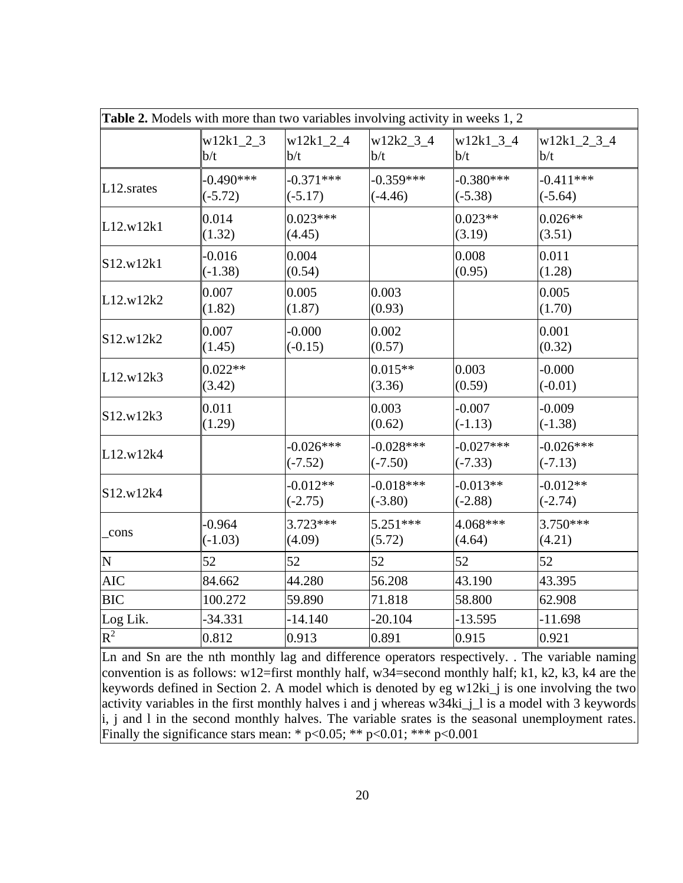| **Table 2.** Models with more than two variables involving activity in weeks 1, 2 | | | | | |
|---|---|---|---|---|---|
| | w12k1_2_3<br>b/t | w12k1_2_4<br>b/t | w12k2_3_4<br>b/t | w12k1_3_4<br>b/t | w12k1_2_3_4<br>b/t |
| L12.srates | -0.490***<br>(-5.72) | -0.371***<br>(-5.17) | -0.359***<br>(-4.46) | -0.380***<br>(-5.38) | -0.411***<br>(-5.64) |
| L12.w12k1 | 0.014<br>(1.32) | 0.023***<br>(4.45) | | 0.023**<br>(3.19) | 0.026**<br>(3.51) |
| S12.w12k1 | -0.016<br>(-1.38) | 0.004<br>(0.54) | | 0.008<br>(0.95) | 0.011<br>(1.28) |
| L12.w12k2 | 0.007<br>(1.82) | 0.005<br>(1.87) | 0.003<br>(0.93) | | 0.005<br>(1.70) |
| S12.w12k2 | 0.007<br>(1.45) | -0.000<br>(-0.15) | 0.002<br>(0.57) | | 0.001<br>(0.32) |
| L12.w12k3 | 0.022**<br>(3.42) | | 0.015**<br>(3.36) | 0.003<br>(0.59) | -0.000<br>(-0.01) |
| S12.w12k3 | 0.011<br>(1.29) | | 0.003<br>(0.62) | -0.007<br>(-1.13) | -0.009<br>(-1.38) |
| L12.w12k4 | | -0.026***<br>(-7.52) | -0.028***<br>(-7.50) | -0.027***<br>(-7.33) | -0.026***<br>(-7.13) |
| S12.w12k4 | | -0.012**<br>(-2.75) | -0.018***<br>(-3.80) | -0.013**<br>(-2.88) | -0.012**<br>(-2.74) |
| _cons | -0.964<br>(-1.03) | 3.723***<br>(4.09) | 5.251***<br>(5.72) | 4.068***<br>(4.64) | 3.750***<br>(4.21) |
| N | 52 | 52 | 52 | 52 | 52 |
| AIC | 84.662 | 44.280 | 56.208 | 43.190 | 43.395 |
| BIC | 100.272 | 59.890 | 71.818 | 58.800 | 62.908 |
| Log Lik. | -34.331 | -14.140 | -20.104 | -13.595 | -11.698 |
| $R^2$ | 0.812 | 0.913 | 0.891 | 0.915 | 0.921 |

Ln and Sn are the nth monthly lag and difference operators respectively. . The variable naming convention is as follows: w12=first monthly half, w34=second monthly half; k1, k2, k3, k4 are the keywords defined in Section 2. A model which is denoted by eg w12ki_j is one involving the two activity variables in the first monthly halves i and j whereas w34ki_j_l is a model with 3 keywords i, j and l in the second monthly halves. The variable srates is the seasonal unemployment rates. Finally the significance stars mean: * $p<0.05$; ** $p<0.01$; *** $p<0.001$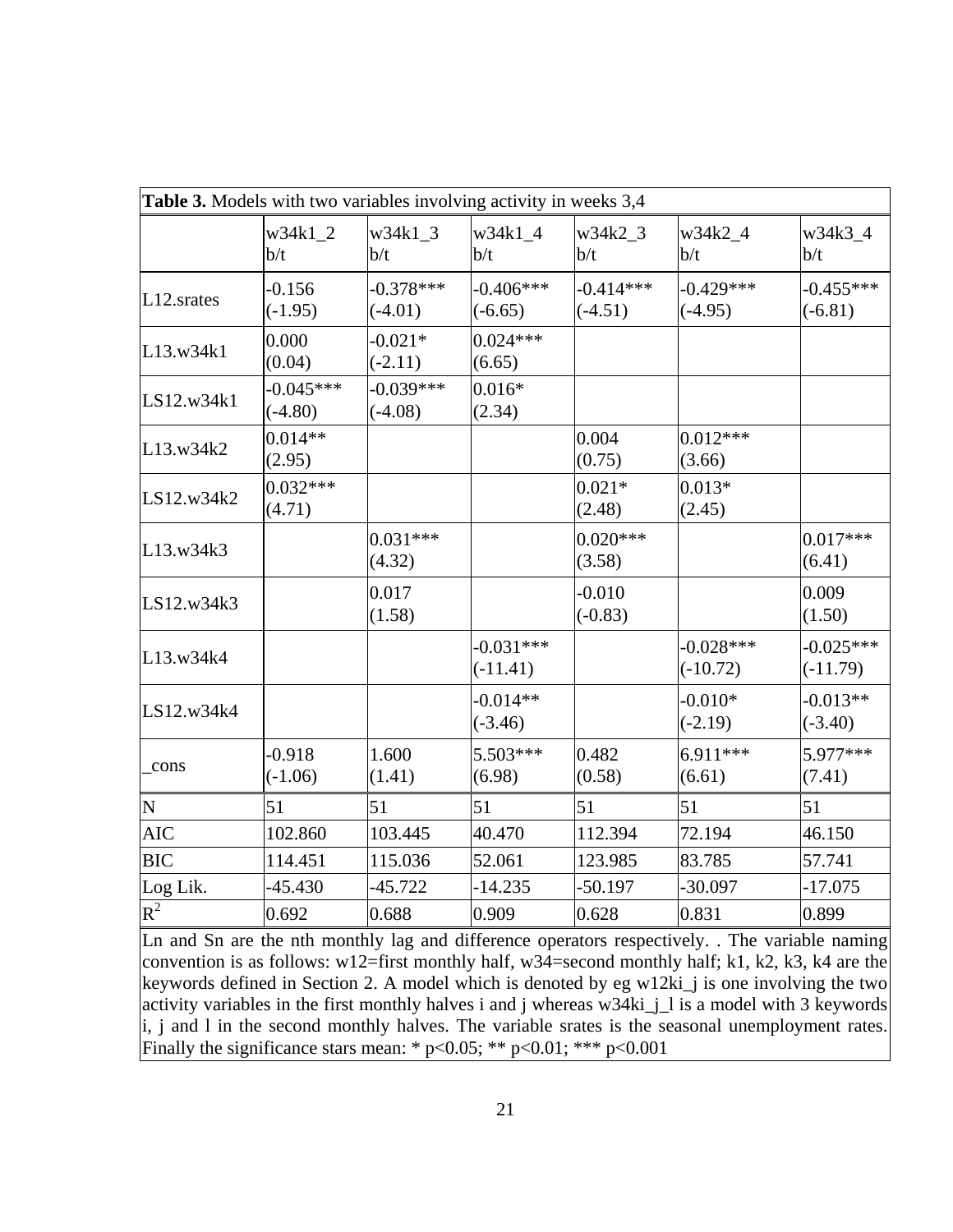**Table 3.** Models with two variables involving activity in weeks 3,4

| | w34k1_2 b/t | w34k1_3 b/t | w34k1_4 b/t | w34k2_3 b/t | w34k2_4 b/t | w34k3_4 b/t |
|---|---|---|---|---|---|---|
| L12.srates | -0.156 (-1.95) | -0.378*** (-4.01) | -0.406*** (-6.65) | -0.414*** (-4.51) | -0.429*** (-4.95) | -0.455*** (-6.81) |
| L13.w34k1 | 0.000 (0.04) | -0.021* (-2.11) | 0.024*** (6.65) | | | |
| LS12.w34k1 | -0.045*** (-4.80) | -0.039*** (-4.08) | 0.016* (2.34) | | | |
| L13.w34k2 | 0.014** (2.95) | | | 0.004 (0.75) | 0.012*** (3.66) | |
| LS12.w34k2 | 0.032*** (4.71) | | | 0.021* (2.48) | 0.013* (2.45) | |
| L13.w34k3 | | 0.031*** (4.32) | | 0.020*** (3.58) | | 0.017*** (6.41) |
| LS12.w34k3 | | 0.017 (1.58) | | -0.010 (-0.83) | | 0.009 (1.50) |
| L13.w34k4 | | | -0.031*** (-11.41) | | -0.028*** (-10.72) | -0.025*** (-11.79) |
| LS12.w34k4 | | | -0.014** (-3.46) | | -0.010* (-2.19) | -0.013** (-3.40) |
| _cons | -0.918 (-1.06) | 1.600 (1.41) | 5.503*** (6.98) | 0.482 (0.58) | 6.911*** (6.61) | 5.977*** (7.41) |
| N | 51 | 51 | 51 | 51 | 51 | 51 |
| AIC | 102.860 | 103.445 | 40.470 | 112.394 | 72.194 | 46.150 |
| BIC | 114.451 | 115.036 | 52.061 | 123.985 | 83.785 | 57.741 |
| Log Lik. | -45.430 | -45.722 | -14.235 | -50.197 | -30.097 | -17.075 |
| $R^2$ | 0.692 | 0.688 | 0.909 | 0.628 | 0.831 | 0.899 |

Ln and Sn are the nth monthly lag and difference operators respectively. . The variable naming convention is as follows: w12=first monthly half, w34=second monthly half; k1, k2, k3, k4 are the keywords defined in Section 2. A model which is denoted by eg w12ki_j is one involving the two activity variables in the first monthly halves i and j whereas w34ki_j_l is a model with 3 keywords i, j and l in the second monthly halves. The variable srates is the seasonal unemployment rates. Finally the significance stars mean: * p<0.05; ** p<0.01; *** p<0.001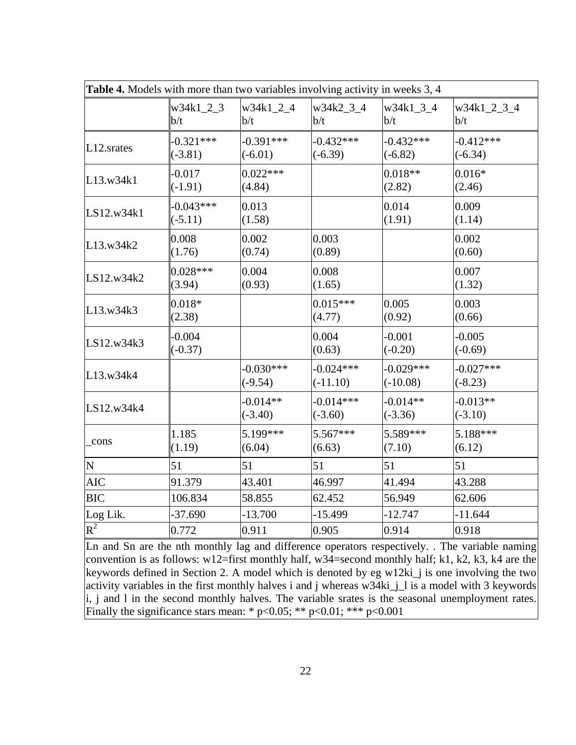**Table 4.** Models with more than two variables involving activity in weeks 3, 4

| | w34k1_2_3 b/t | w34k1_2_4 b/t | w34k2_3_4 b/t | w34k1_3_4 b/t | w34k1_2_3_4 b/t |
|---|---|---|---|---|---|
| L12.srates | -0.321*** (-3.81) | -0.391*** (-6.01) | -0.432*** (-6.39) | -0.432*** (-6.82) | -0.412*** (-6.34) |
| L13.w34k1 | -0.017 (-1.91) | 0.022*** (4.84) | | 0.018** (2.82) | 0.016* (2.46) |
| LS12.w34k1 | -0.043*** (-5.11) | 0.013 (1.58) | | 0.014 (1.91) | 0.009 (1.14) |
| L13.w34k2 | 0.008 (1.76) | 0.002 (0.74) | 0.003 (0.89) | | 0.002 (0.60) |
| LS12.w34k2 | 0.028*** (3.94) | 0.004 (0.93) | 0.008 (1.65) | | 0.007 (1.32) |
| L13.w34k3 | 0.018* (2.38) | | 0.015*** (4.77) | 0.005 (0.92) | 0.003 (0.66) |
| LS12.w34k3 | -0.004 (-0.37) | | 0.004 (0.63) | -0.001 (-0.20) | -0.005 (-0.69) |
| L13.w34k4 | | -0.030*** (-9.54) | -0.024*** (-11.10) | -0.029*** (-10.08) | -0.027*** (-8.23) |
| LS12.w34k4 | | -0.014** (-3.40) | -0.014*** (-3.60) | -0.014** (-3.36) | -0.013** (-3.10) |
| _cons | 1.185 (1.19) | 5.199*** (6.04) | 5.567*** (6.63) | 5.589*** (7.10) | 5.188*** (6.12) |
| N | 51 | 51 | 51 | 51 | 51 |
| AIC | 91.379 | 43.401 | 46.997 | 41.494 | 43.288 |
| BIC | 106.834 | 58.855 | 62.452 | 56.949 | 62.606 |
| Log Lik. | -37.690 | -13.700 | -15.499 | -12.747 | -11.644 |
| $R^2$ | 0.772 | 0.911 | 0.905 | 0.914 | 0.918 |

Ln and Sn are the nth monthly lag and difference operators respectively. . The variable naming convention is as follows: w12=first monthly half, w34=second monthly half; k1, k2, k3, k4 are the keywords defined in Section 2. A model which is denoted by eg w12ki_j is one involving the two activity variables in the first monthly halves i and j whereas w34ki_j_l is a model with 3 keywords i, j and l in the second monthly halves. The variable srates is the seasonal unemployment rates. Finally the significance stars mean: * $p<0.05$; ** $p<0.01$; *** $p<0.001$